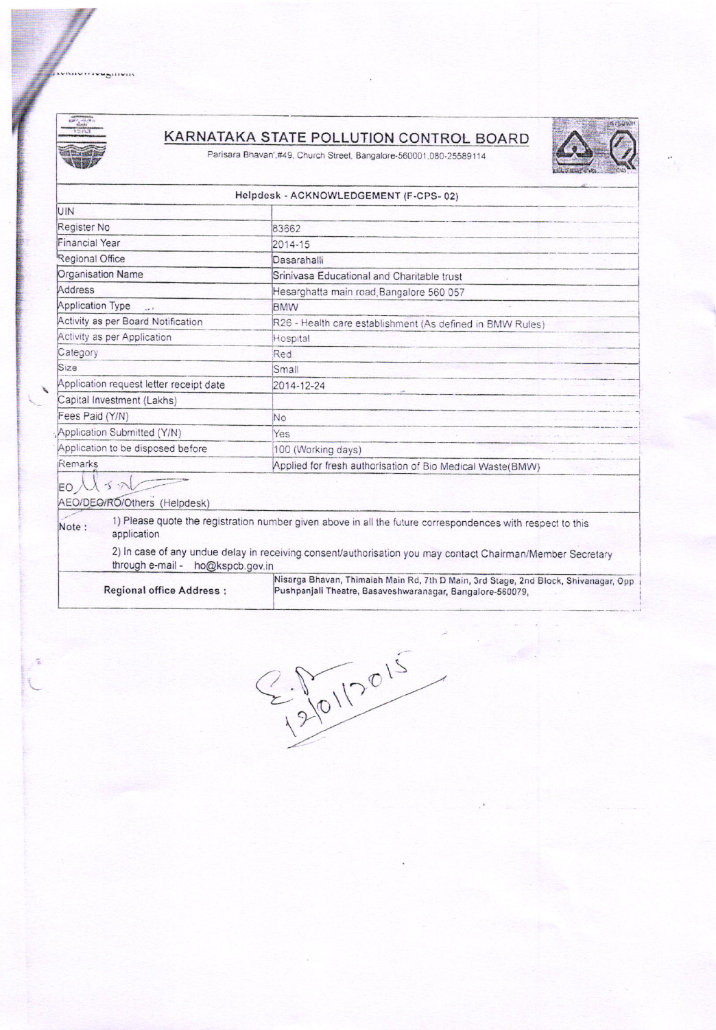# KARNATAKA STATE POLLUTION CONTROL BOARD

Parisara Bhavan',#49, Church Street, Bangalore-560001,080-25589114

## Helpdesk - ACKNOWLEDGEMENT (F-CPS- 02)

| | |
|---|---|
| UIN | |
| Register No | 83662 |
| Financial Year | 2014-15 |
| Regional Office | Dasarahalli |
| Organisation Name | Srinivasa Educational and Charitable trust |
| Address | Hesarghatta main road,Bangalore 560 057 |
| Application Type | BMW |
| Activity as per Board Notification | R26 - Health care establishment (As defined in BMW Rules) |
| Activity as per Application | Hospital |
| Category | Red |
| Size | Small |
| Application request letter receipt date | 2014-12-24 |
| Capital Investment (Lakhs) | |
| Fees Paid (Y/N) | No |
| Application Submitted (Y/N) | Yes |
| Application to be disposed before | 100 (Working days) |
| Remarks | Applied for fresh authorisation of Bio Medical Waste(BMW) |

EO

AEO/DEO/RO/Others (Helpdesk)

Note :
1) Please quote the registration number given above in all the future correspondences with respect to this application
2) In case of any undue delay in receiving consent/authorisation you may contact Chairman/Member Secretary through e-mail - ho@kspcb.gov.in

| | |
|---|---|
| Regional office Address : | Nisarga Bhavan, Thimaiah Main Rd, 7th D Main, 3rd Stage, 2nd Block, Shivanagar, Opp Pushpanjali Theatre, Basaveshwaranagar, Bangalore-560079, |

12/01/2015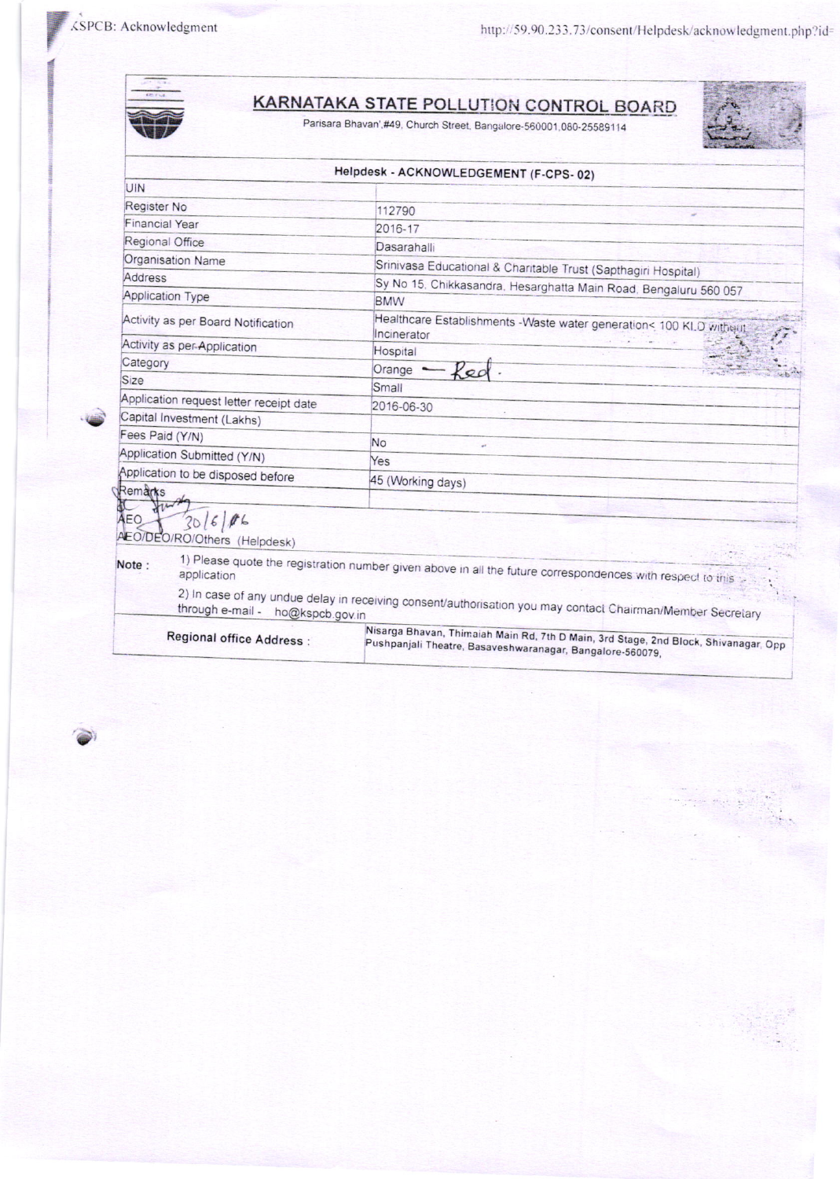# KARNATAKA STATE POLLUTION CONTROL BOARD

Parisara Bhavan',#49, Church Street, Bangalore-560001,080-25589114

## Helpdesk - ACKNOWLEDGEMENT (F-CPS- 02)

| | |
|---|---|
| UIN | |
| Register No | 112790 |
| Financial Year | 2016-17 |
| Regional Office | Dasarahalli |
| Organisation Name | Srinivasa Educational & Charitable Trust (Sapthagiri Hospital) |
| Address | Sy No 15, Chikkasandra, Hesarghatta Main Road, Bengaluru 560 057 |
| Application Type | BMW |
| Activity as per Board Notification | Healthcare Establishments -Waste water generation< 100 KLD without Incinerator |
| Activity as per Application | Hospital |
| Category | Orange — Red. |
| Size | Small |
| Application request letter receipt date | 2016-06-30 |
| Capital Investment (Lakhs) | |
| Fees Paid (Y/N) | No |
| Application Submitted (Y/N) | Yes |
| Application to be disposed before | 45 (Working days) |
| Remarks | |

AEO 30/6/16

AEO/DEO/RO/Others (Helpdesk)

**Note :**

1) Please quote the registration number given above in all the future correspondences with respect to this application

2) In case of any undue delay in receiving consent/authorisation you may contact Chairman/Member Secretary through e-mail - ho@kspcb.gov.in

| | |
|---|---|
| Regional office Address : | Nisarga Bhavan, Thimaiah Main Rd, 7th D Main, 3rd Stage, 2nd Block, Shivanagar, Opp Pushpanjali Theatre, Basaveshwaranagar, Bangalore-560079, |